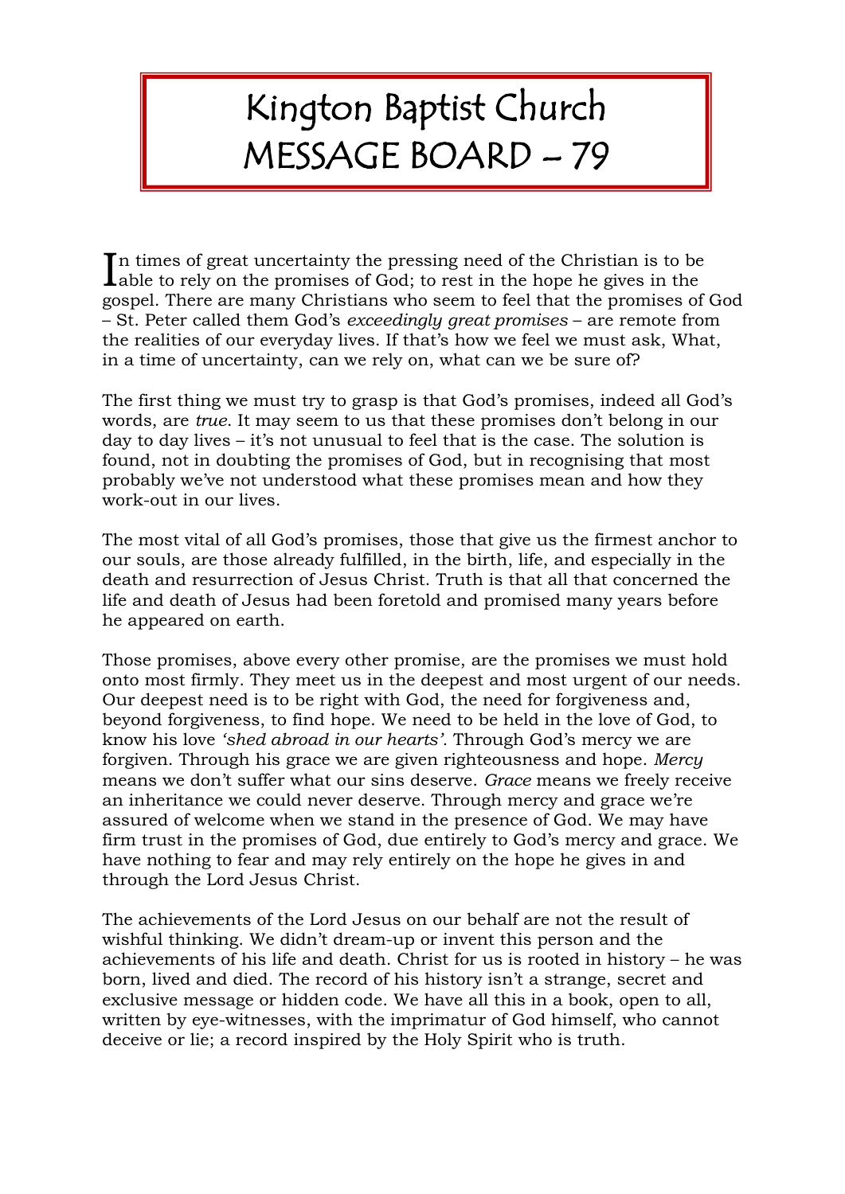# Kington Baptist Church
# MESSAGE BOARD – 79

In times of great uncertainty the pressing need of the Christian is to be able to rely on the promises of God; to rest in the hope he gives in the gospel. There are many Christians who seem to feel that the promises of God – St. Peter called them God's *exceedingly great promises* – are remote from the realities of our everyday lives. If that's how we feel we must ask, What, in a time of uncertainty, can we rely on, what can we be sure of?

The first thing we must try to grasp is that God's promises, indeed all God's words, are *true*. It may seem to us that these promises don't belong in our day to day lives – it's not unusual to feel that is the case. The solution is found, not in doubting the promises of God, but in recognising that most probably we've not understood what these promises mean and how they work-out in our lives.

The most vital of all God's promises, those that give us the firmest anchor to our souls, are those already fulfilled, in the birth, life, and especially in the death and resurrection of Jesus Christ. Truth is that all that concerned the life and death of Jesus had been foretold and promised many years before he appeared on earth.

Those promises, above every other promise, are the promises we must hold onto most firmly. They meet us in the deepest and most urgent of our needs. Our deepest need is to be right with God, the need for forgiveness and, beyond forgiveness, to find hope. We need to be held in the love of God, to know his love *'shed abroad in our hearts'*. Through God's mercy we are forgiven. Through his grace we are given righteousness and hope. *Mercy* means we don't suffer what our sins deserve. *Grace* means we freely receive an inheritance we could never deserve. Through mercy and grace we're assured of welcome when we stand in the presence of God. We may have firm trust in the promises of God, due entirely to God's mercy and grace. We have nothing to fear and may rely entirely on the hope he gives in and through the Lord Jesus Christ.

The achievements of the Lord Jesus on our behalf are not the result of wishful thinking. We didn't dream-up or invent this person and the achievements of his life and death. Christ for us is rooted in history – he was born, lived and died. The record of his history isn't a strange, secret and exclusive message or hidden code. We have all this in a book, open to all, written by eye-witnesses, with the imprimatur of God himself, who cannot deceive or lie; a record inspired by the Holy Spirit who is truth.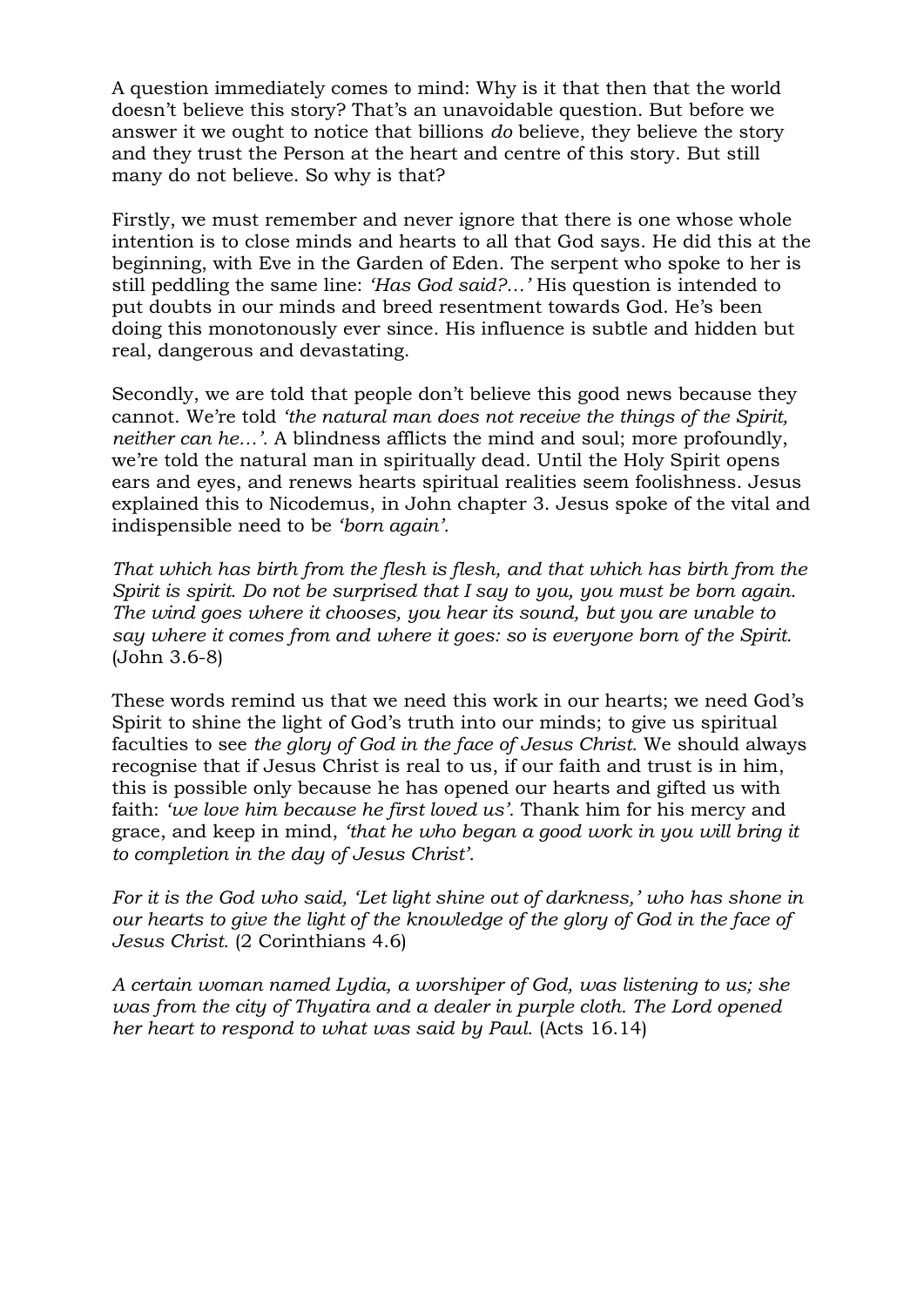A question immediately comes to mind: Why is it that then that the world doesn't believe this story? That's an unavoidable question. But before we answer it we ought to notice that billions *do* believe, they believe the story and they trust the Person at the heart and centre of this story. But still many do not believe. So why is that?

Firstly, we must remember and never ignore that there is one whose whole intention is to close minds and hearts to all that God says. He did this at the beginning, with Eve in the Garden of Eden. The serpent who spoke to her is still peddling the same line: *'Has God said?...'* His question is intended to put doubts in our minds and breed resentment towards God. He's been doing this monotonously ever since. His influence is subtle and hidden but real, dangerous and devastating.

Secondly, we are told that people don't believe this good news because they cannot. We're told *'the natural man does not receive the things of the Spirit, neither can he...'*. A blindness afflicts the mind and soul; more profoundly, we're told the natural man in spiritually dead. Until the Holy Spirit opens ears and eyes, and renews hearts spiritual realities seem foolishness. Jesus explained this to Nicodemus, in John chapter 3. Jesus spoke of the vital and indispensible need to be *'born again'*.

*That which has birth from the flesh is flesh, and that which has birth from the Spirit is spirit. Do not be surprised that I say to you, you must be born again. The wind goes where it chooses, you hear its sound, but you are unable to say where it comes from and where it goes: so is everyone born of the Spirit.* (John 3.6-8)

These words remind us that we need this work in our hearts; we need God's Spirit to shine the light of God's truth into our minds; to give us spiritual faculties to see *the glory of God in the face of Jesus Christ.* We should always recognise that if Jesus Christ is real to us, if our faith and trust is in him, this is possible only because he has opened our hearts and gifted us with faith: *'we love him because he first loved us'*. Thank him for his mercy and grace, and keep in mind, *'that he who began a good work in you will bring it to completion in the day of Jesus Christ'*.

*For it is the God who said, 'Let light shine out of darkness,' who has shone in our hearts to give the light of the knowledge of the glory of God in the face of Jesus Christ.* (2 Corinthians 4.6)

*A certain woman named Lydia, a worshiper of God, was listening to us; she was from the city of Thyatira and a dealer in purple cloth. The Lord opened her heart to respond to what was said by Paul.* (Acts 16.14)